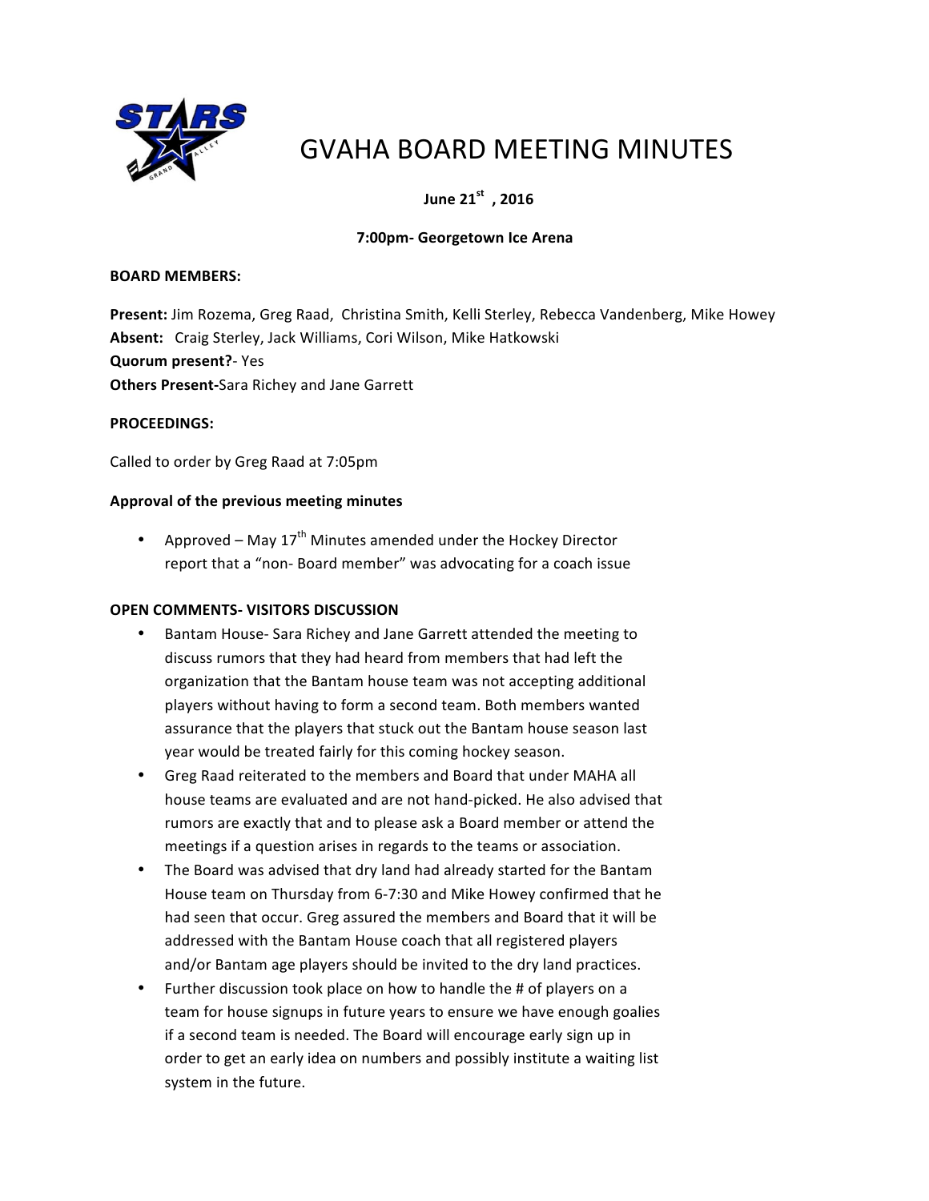# GVAHA BOARD MEETING MINUTES

**June 21st , 2016**

**7:00pm- Georgetown Ice Arena**

**BOARD MEMBERS:**

**Present:** Jim Rozema, Greg Raad, Christina Smith, Kelli Sterley, Rebecca Vandenberg, Mike Howey
**Absent:** Craig Sterley, Jack Williams, Cori Wilson, Mike Hatkowski
**Quorum present?**- Yes
**Others Present**-Sara Richey and Jane Garrett

**PROCEEDINGS:**

Called to order by Greg Raad at 7:05pm

**Approval of the previous meeting minutes**

- Approved – May 17th Minutes amended under the Hockey Director report that a "non- Board member" was advocating for a coach issue

**OPEN COMMENTS- VISITORS DISCUSSION**

- Bantam House- Sara Richey and Jane Garrett attended the meeting to discuss rumors that they had heard from members that had left the organization that the Bantam house team was not accepting additional players without having to form a second team. Both members wanted assurance that the players that stuck out the Bantam house season last year would be treated fairly for this coming hockey season.
- Greg Raad reiterated to the members and Board that under MAHA all house teams are evaluated and are not hand-picked. He also advised that rumors are exactly that and to please ask a Board member or attend the meetings if a question arises in regards to the teams or association.
- The Board was advised that dry land had already started for the Bantam House team on Thursday from 6-7:30 and Mike Howey confirmed that he had seen that occur. Greg assured the members and Board that it will be addressed with the Bantam House coach that all registered players and/or Bantam age players should be invited to the dry land practices.
- Further discussion took place on how to handle the # of players on a team for house signups in future years to ensure we have enough goalies if a second team is needed. The Board will encourage early sign up in order to get an early idea on numbers and possibly institute a waiting list system in the future.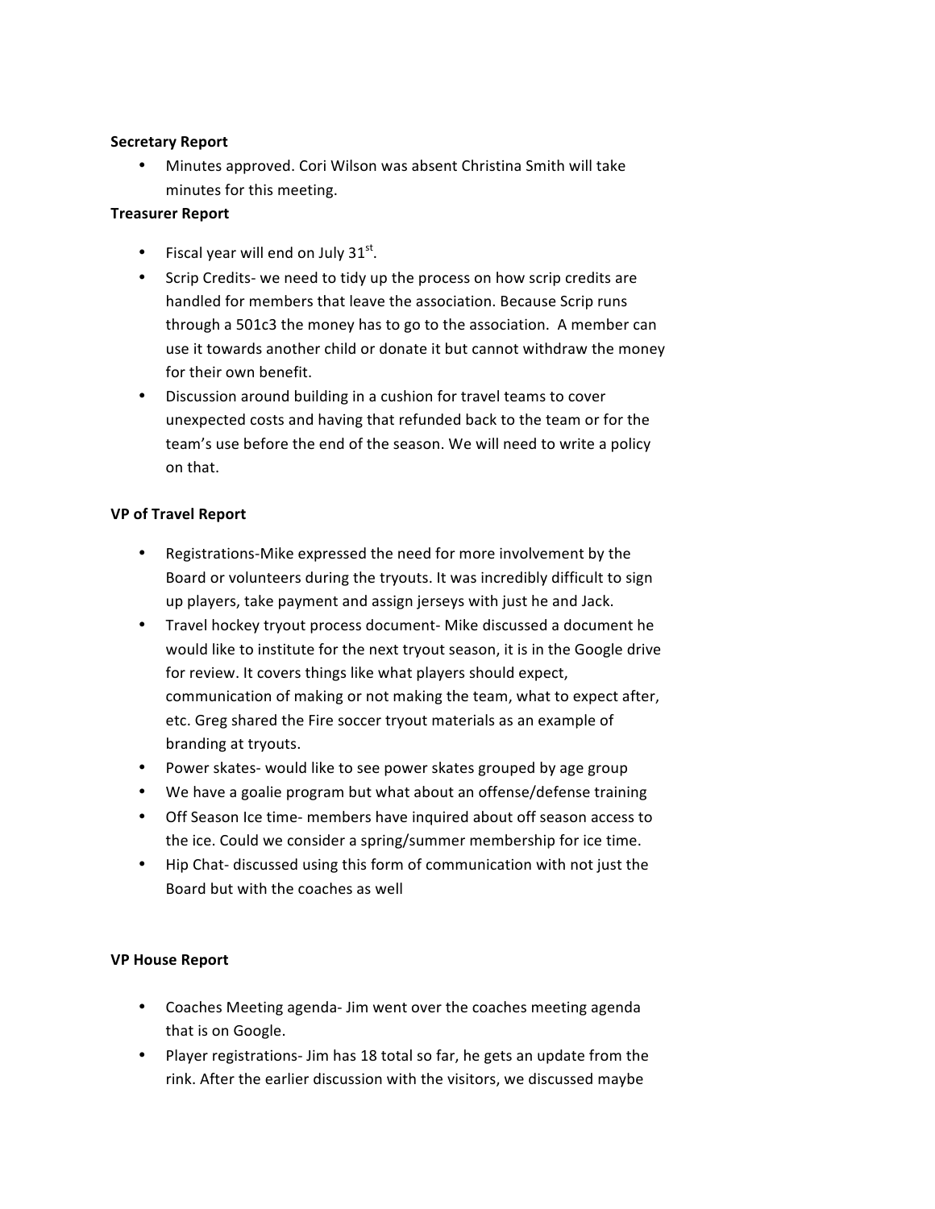**Secretary Report**

- Minutes approved. Cori Wilson was absent Christina Smith will take minutes for this meeting.

**Treasurer Report**

- Fiscal year will end on July 31st.
- Scrip Credits- we need to tidy up the process on how scrip credits are handled for members that leave the association. Because Scrip runs through a 501c3 the money has to go to the association. A member can use it towards another child or donate it but cannot withdraw the money for their own benefit.
- Discussion around building in a cushion for travel teams to cover unexpected costs and having that refunded back to the team or for the team's use before the end of the season. We will need to write a policy on that.

**VP of Travel Report**

- Registrations-Mike expressed the need for more involvement by the Board or volunteers during the tryouts. It was incredibly difficult to sign up players, take payment and assign jerseys with just he and Jack.
- Travel hockey tryout process document- Mike discussed a document he would like to institute for the next tryout season, it is in the Google drive for review. It covers things like what players should expect, communication of making or not making the team, what to expect after, etc. Greg shared the Fire soccer tryout materials as an example of branding at tryouts.
- Power skates- would like to see power skates grouped by age group
- We have a goalie program but what about an offense/defense training
- Off Season Ice time- members have inquired about off season access to the ice. Could we consider a spring/summer membership for ice time.
- Hip Chat- discussed using this form of communication with not just the Board but with the coaches as well

**VP House Report**

- Coaches Meeting agenda- Jim went over the coaches meeting agenda that is on Google.
- Player registrations- Jim has 18 total so far, he gets an update from the rink. After the earlier discussion with the visitors, we discussed maybe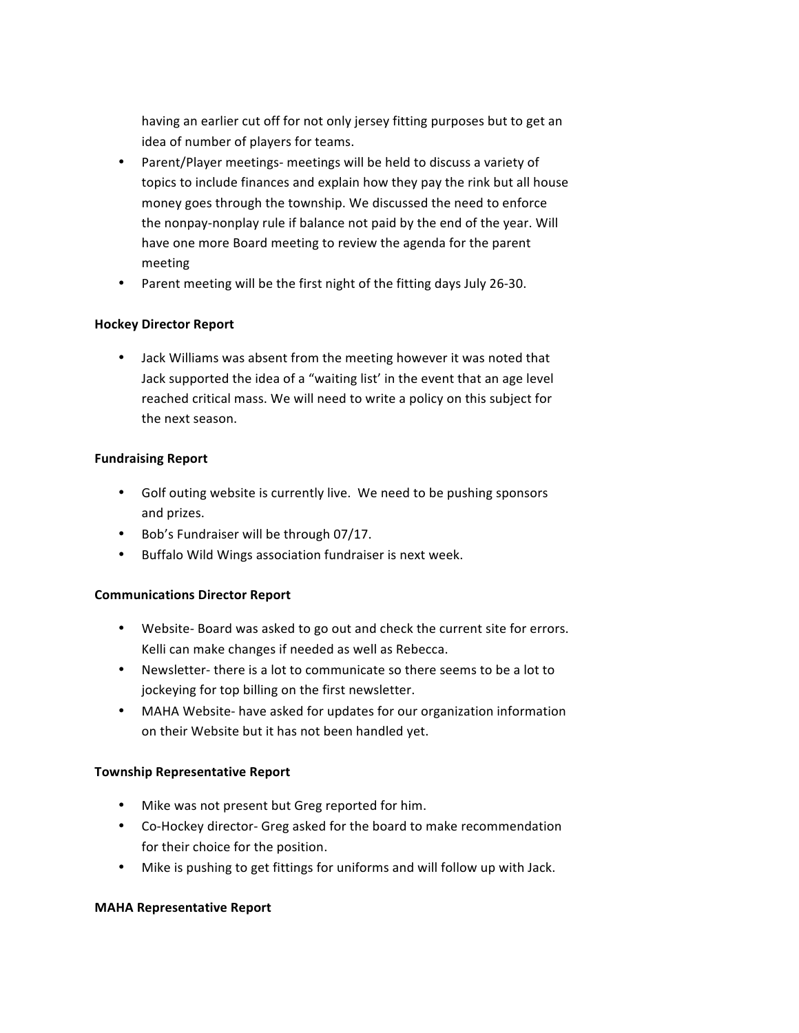having an earlier cut off for not only jersey fitting purposes but to get an idea of number of players for teams.

- Parent/Player meetings- meetings will be held to discuss a variety of topics to include finances and explain how they pay the rink but all house money goes through the township. We discussed the need to enforce the nonpay-nonplay rule if balance not paid by the end of the year. Will have one more Board meeting to review the agenda for the parent meeting
- Parent meeting will be the first night of the fitting days July 26-30.

**Hockey Director Report**

- Jack Williams was absent from the meeting however it was noted that Jack supported the idea of a "waiting list' in the event that an age level reached critical mass. We will need to write a policy on this subject for the next season.

**Fundraising Report**

- Golf outing website is currently live. We need to be pushing sponsors and prizes.
- Bob's Fundraiser will be through 07/17.
- Buffalo Wild Wings association fundraiser is next week.

**Communications Director Report**

- Website- Board was asked to go out and check the current site for errors. Kelli can make changes if needed as well as Rebecca.
- Newsletter- there is a lot to communicate so there seems to be a lot to jockeying for top billing on the first newsletter.
- MAHA Website- have asked for updates for our organization information on their Website but it has not been handled yet.

**Township Representative Report**

- Mike was not present but Greg reported for him.
- Co-Hockey director- Greg asked for the board to make recommendation for their choice for the position.
- Mike is pushing to get fittings for uniforms and will follow up with Jack.

**MAHA Representative Report**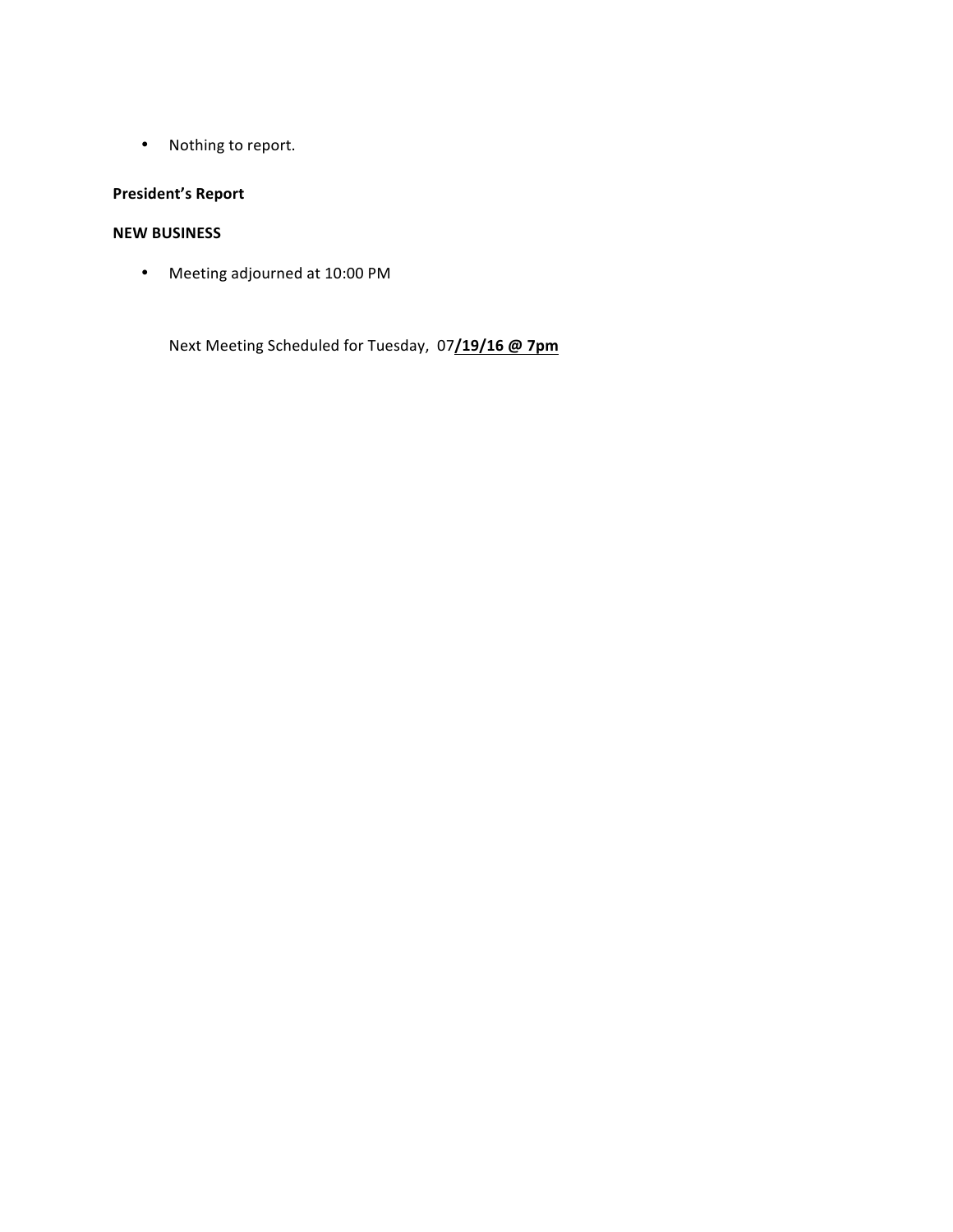- Nothing to report.

**President's Report**

**NEW BUSINESS**

- Meeting adjourned at 10:00 PM

Next Meeting Scheduled for Tuesday, 07**/19/16 @ 7pm**